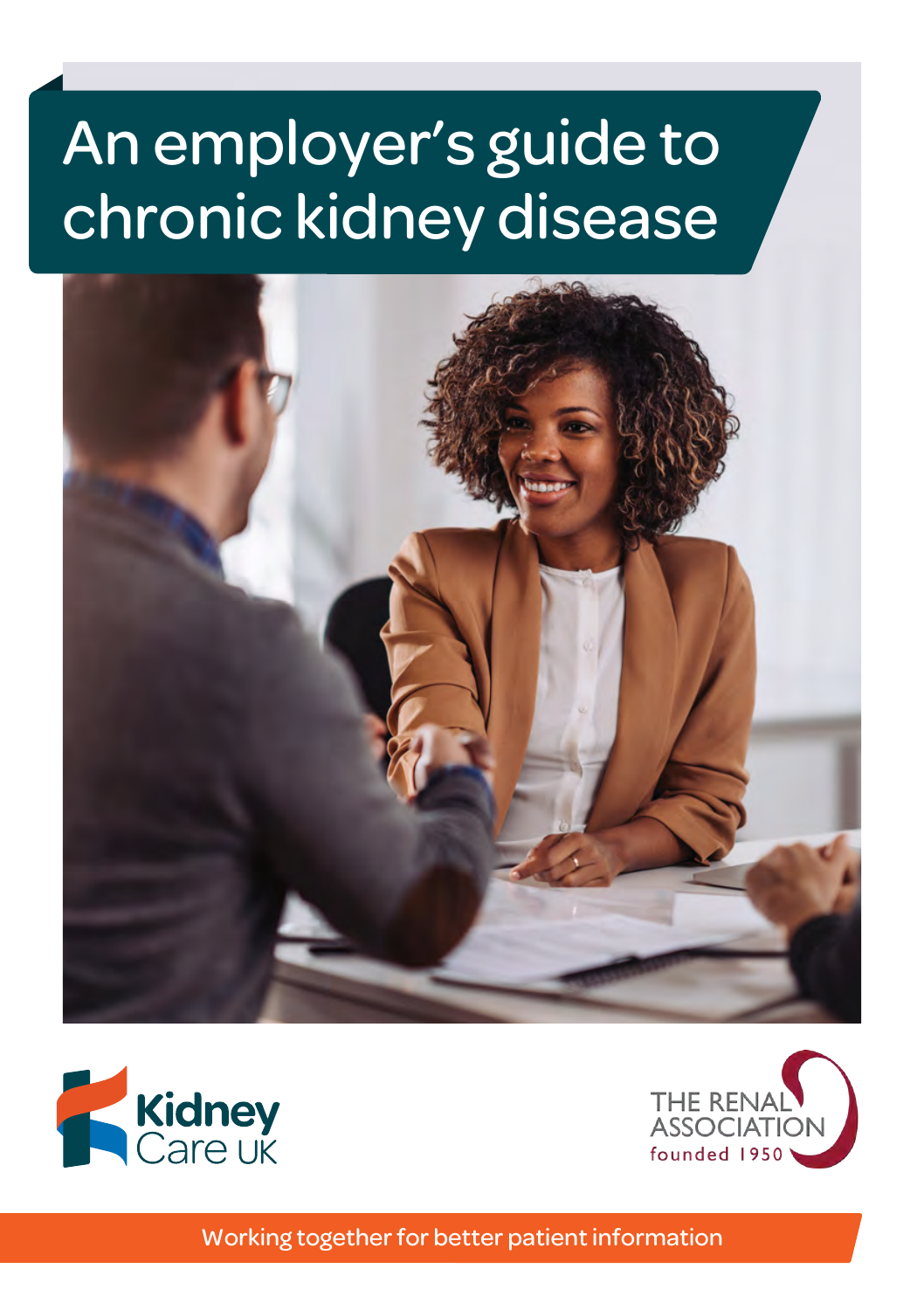# An employer's guide to chronic kidney disease

Kidney Care UK

THE RENAL ASSOCIATION founded 1950

Working together for better patient information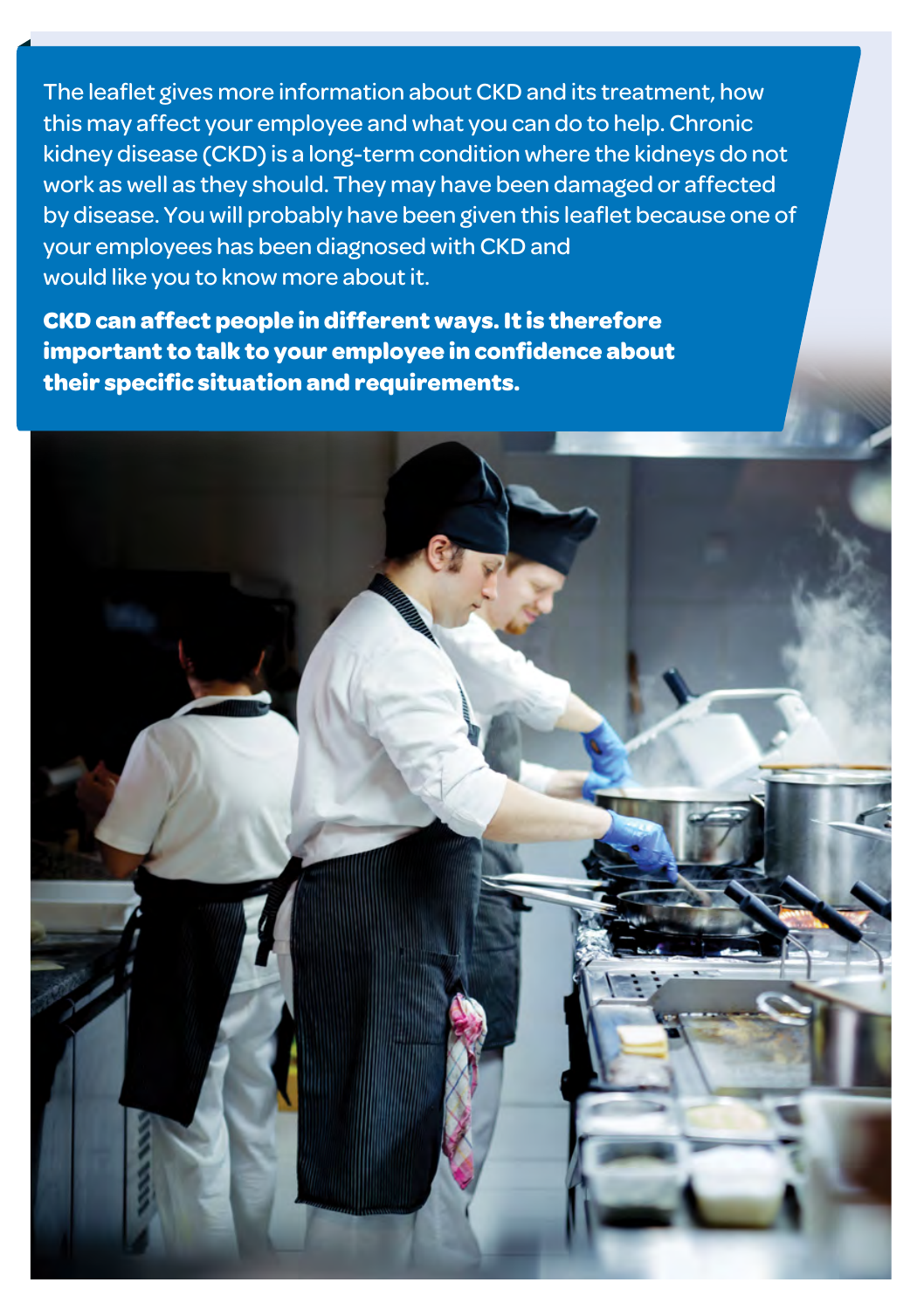The leaflet gives more information about CKD and its treatment, how this may affect your employee and what you can do to help. Chronic kidney disease (CKD) is a long-term condition where the kidneys do not work as well as they should. They may have been damaged or affected by disease. You will probably have been given this leaflet because one of your employees has been diagnosed with CKD and would like you to know more about it.

**CKD can affect people in different ways. It is therefore important to talk to your employee in confidence about their specific situation and requirements.**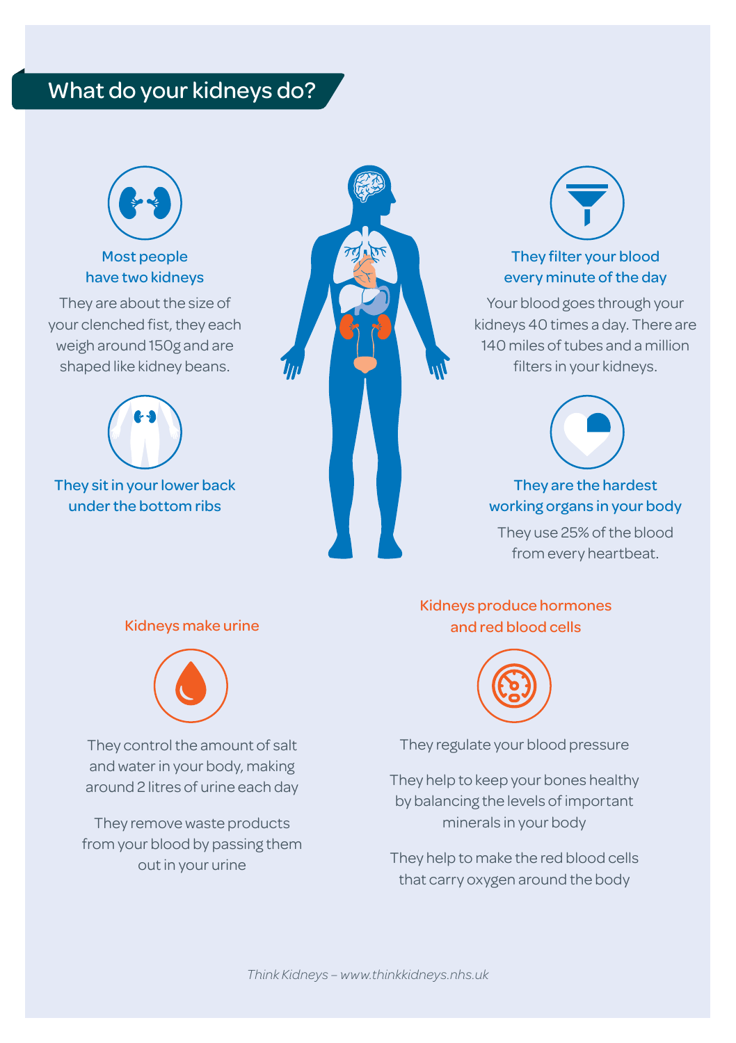# What do your kidneys do?

### Most people have two kidneys

They are about the size of your clenched fist, they each weigh around 150g and are shaped like kidney beans.

### They sit in your lower back under the bottom ribs

### They filter your blood every minute of the day

Your blood goes through your kidneys 40 times a day. There are 140 miles of tubes and a million filters in your kidneys.

### They are the hardest working organs in your body

They use 25% of the blood from every heartbeat.

### Kidneys make urine

They control the amount of salt and water in your body, making around 2 litres of urine each day

They remove waste products from your blood by passing them out in your urine

### Kidneys produce hormones and red blood cells

They regulate your blood pressure

They help to keep your bones healthy by balancing the levels of important minerals in your body

They help to make the red blood cells that carry oxygen around the body

*Think Kidneys – www.thinkkidneys.nhs.uk*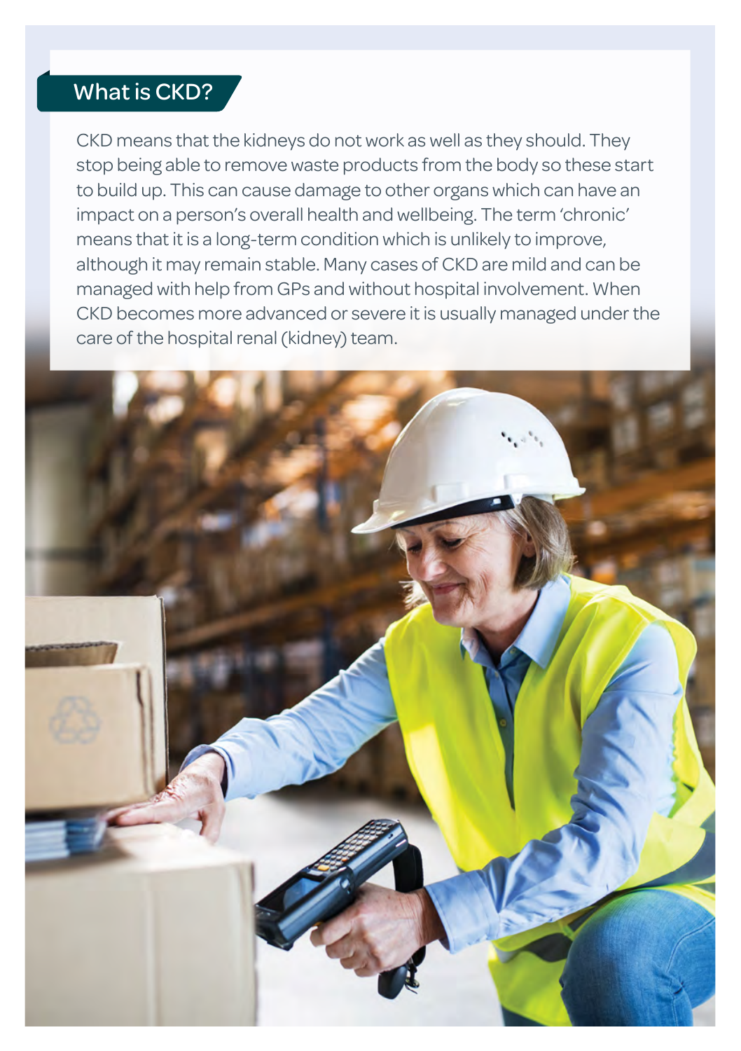## What is CKD?

CKD means that the kidneys do not work as well as they should. They stop being able to remove waste products from the body so these start to build up. This can cause damage to other organs which can have an impact on a person's overall health and wellbeing. The term 'chronic' means that it is a long-term condition which is unlikely to improve, although it may remain stable. Many cases of CKD are mild and can be managed with help from GPs and without hospital involvement. When CKD becomes more advanced or severe it is usually managed under the care of the hospital renal (kidney) team.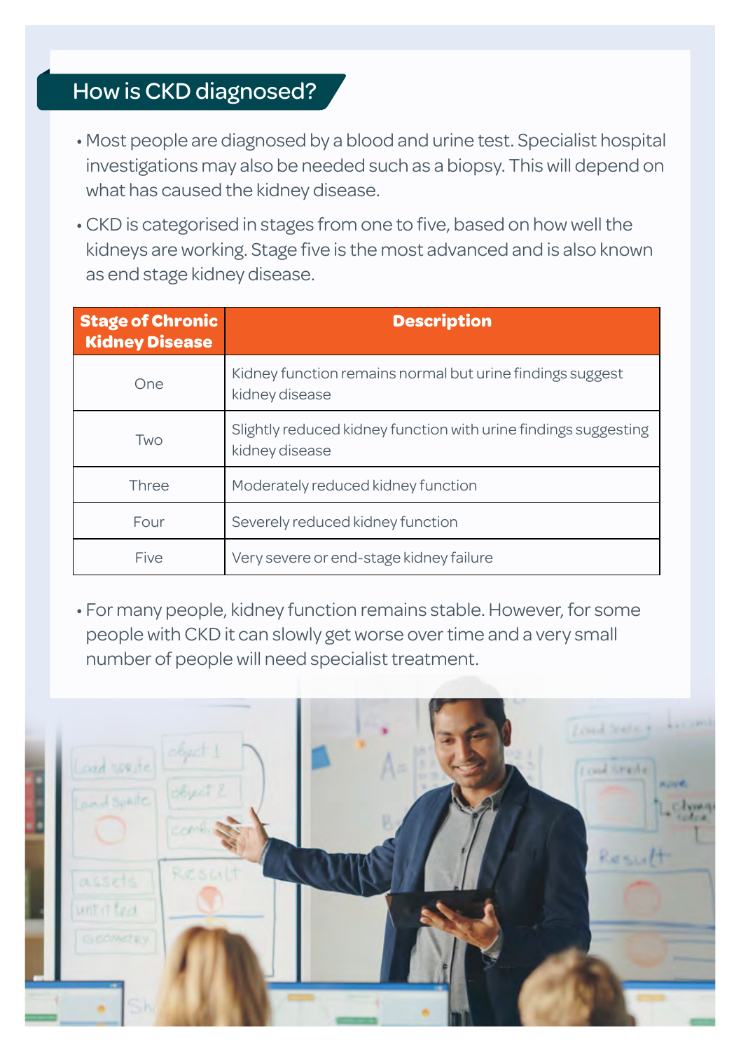## How is CKD diagnosed?

- Most people are diagnosed by a blood and urine test. Specialist hospital investigations may also be needed such as a biopsy. This will depend on what has caused the kidney disease.
- CKD is categorised in stages from one to five, based on how well the kidneys are working. Stage five is the most advanced and is also known as end stage kidney disease.

| Stage of Chronic Kidney Disease | Description |
| --- | --- |
| One | Kidney function remains normal but urine findings suggest kidney disease |
| Two | Slightly reduced kidney function with urine findings suggesting kidney disease |
| Three | Moderately reduced kidney function |
| Four | Severely reduced kidney function |
| Five | Very severe or end-stage kidney failure |

- For many people, kidney function remains stable. However, for some people with CKD it can slowly get worse over time and a very small number of people will need specialist treatment.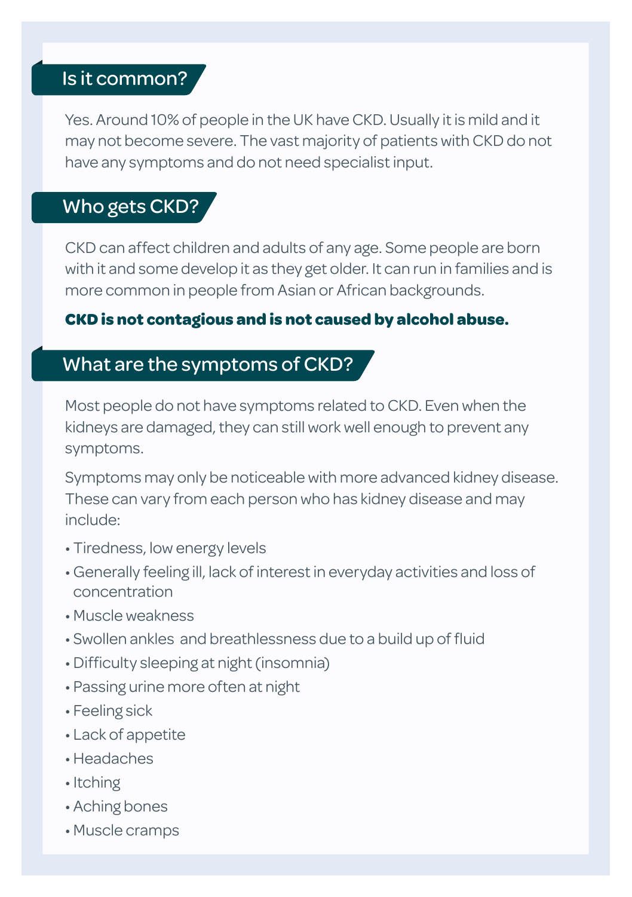## Is it common?

Yes. Around 10% of people in the UK have CKD. Usually it is mild and it may not become severe. The vast majority of patients with CKD do not have any symptoms and do not need specialist input.

## Who gets CKD?

CKD can affect children and adults of any age. Some people are born with it and some develop it as they get older. It can run in families and is more common in people from Asian or African backgrounds.

**CKD is not contagious and is not caused by alcohol abuse.**

## What are the symptoms of CKD?

Most people do not have symptoms related to CKD. Even when the kidneys are damaged, they can still work well enough to prevent any symptoms.

Symptoms may only be noticeable with more advanced kidney disease. These can vary from each person who has kidney disease and may include:

- Tiredness, low energy levels
- Generally feeling ill, lack of interest in everyday activities and loss of concentration
- Muscle weakness
- Swollen ankles and breathlessness due to a build up of fluid
- Difficulty sleeping at night (insomnia)
- Passing urine more often at night
- Feeling sick
- Lack of appetite
- Headaches
- Itching
- Aching bones
- Muscle cramps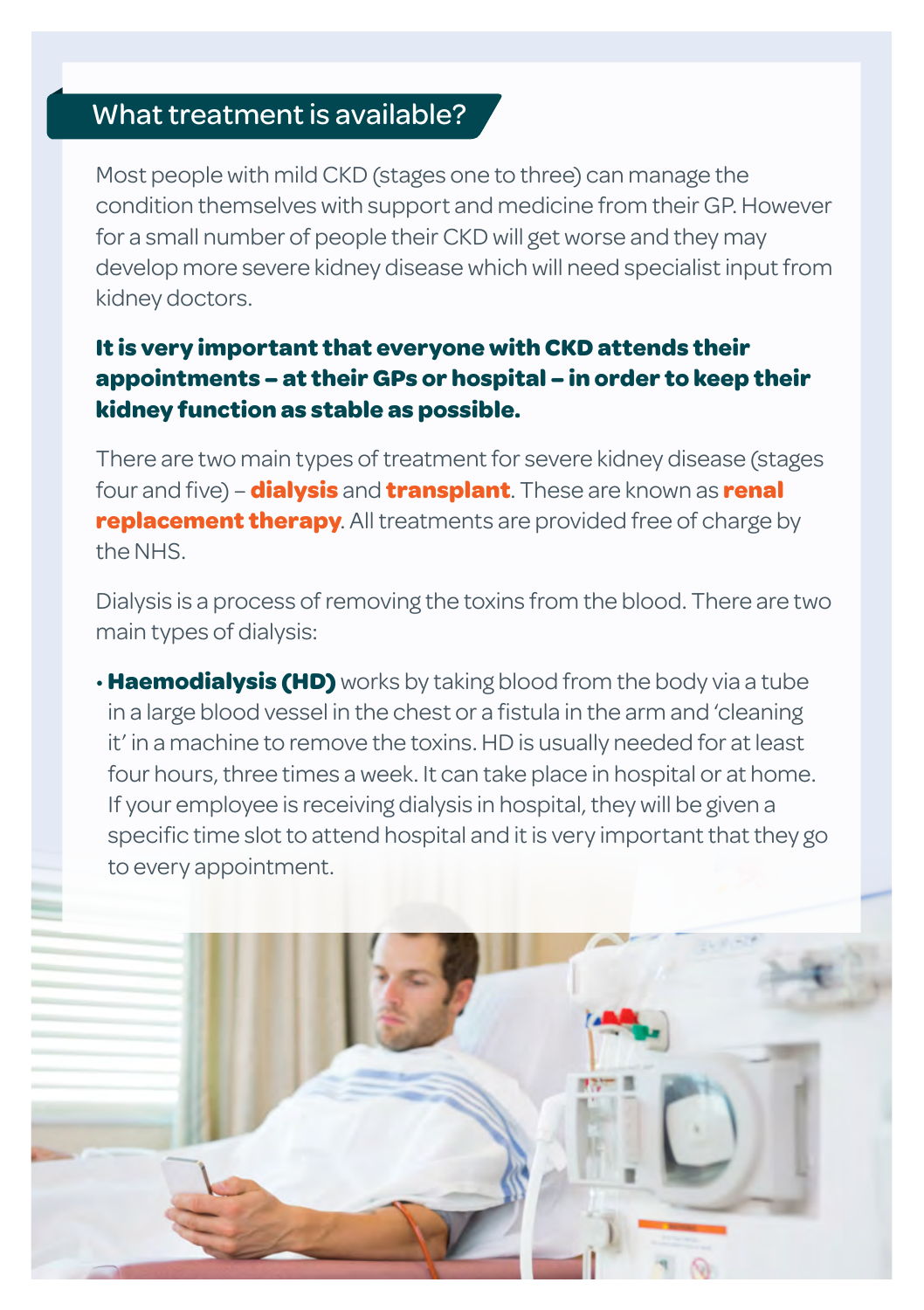## What treatment is available?

Most people with mild CKD (stages one to three) can manage the condition themselves with support and medicine from their GP. However for a small number of people their CKD will get worse and they may develop more severe kidney disease which will need specialist input from kidney doctors.

**It is very important that everyone with CKD attends their appointments – at their GPs or hospital – in order to keep their kidney function as stable as possible.**

There are two main types of treatment for severe kidney disease (stages four and five) – **dialysis** and **transplant**. These are known as **renal replacement therapy**. All treatments are provided free of charge by the NHS.

Dialysis is a process of removing the toxins from the blood. There are two main types of dialysis:

- **Haemodialysis (HD)** works by taking blood from the body via a tube in a large blood vessel in the chest or a fistula in the arm and 'cleaning it' in a machine to remove the toxins. HD is usually needed for at least four hours, three times a week. It can take place in hospital or at home. If your employee is receiving dialysis in hospital, they will be given a specific time slot to attend hospital and it is very important that they go to every appointment.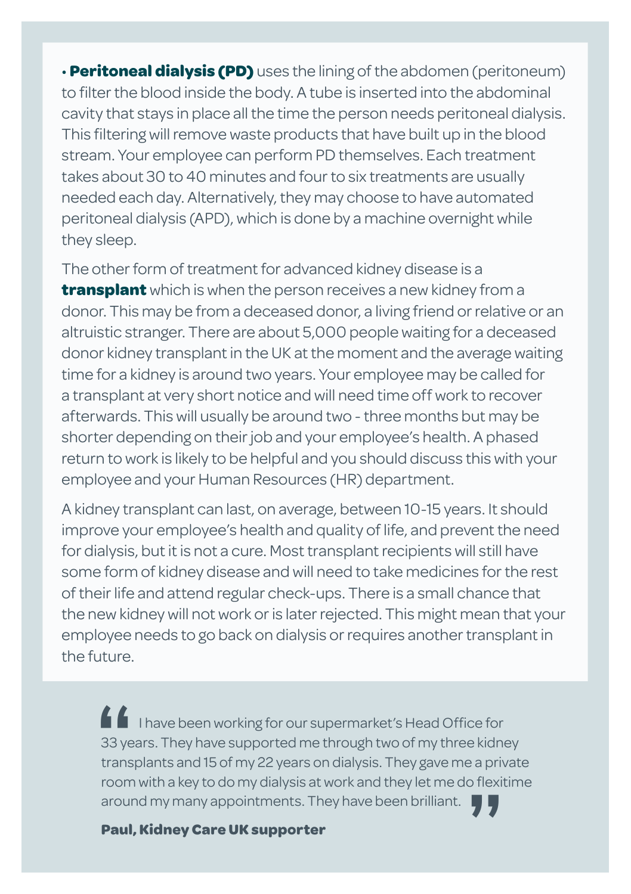- **Peritoneal dialysis (PD)** uses the lining of the abdomen (peritoneum) to filter the blood inside the body. A tube is inserted into the abdominal cavity that stays in place all the time the person needs peritoneal dialysis. This filtering will remove waste products that have built up in the blood stream. Your employee can perform PD themselves. Each treatment takes about 30 to 40 minutes and four to six treatments are usually needed each day. Alternatively, they may choose to have automated peritoneal dialysis (APD), which is done by a machine overnight while they sleep.

The other form of treatment for advanced kidney disease is a **transplant** which is when the person receives a new kidney from a donor. This may be from a deceased donor, a living friend or relative or an altruistic stranger. There are about 5,000 people waiting for a deceased donor kidney transplant in the UK at the moment and the average waiting time for a kidney is around two years. Your employee may be called for a transplant at very short notice and will need time off work to recover afterwards. This will usually be around two - three months but may be shorter depending on their job and your employee's health. A phased return to work is likely to be helpful and you should discuss this with your employee and your Human Resources (HR) department.

A kidney transplant can last, on average, between 10-15 years. It should improve your employee's health and quality of life, and prevent the need for dialysis, but it is not a cure. Most transplant recipients will still have some form of kidney disease and will need to take medicines for the rest of their life and attend regular check-ups. There is a small chance that the new kidney will not work or is later rejected. This might mean that your employee needs to go back on dialysis or requires another transplant in the future.

> "I have been working for our supermarket's Head Office for 33 years. They have supported me through two of my three kidney transplants and 15 of my 22 years on dialysis. They gave me a private room with a key to do my dialysis at work and they let me do flexitime around my many appointments. They have been brilliant."
>
> **Paul, Kidney Care UK supporter**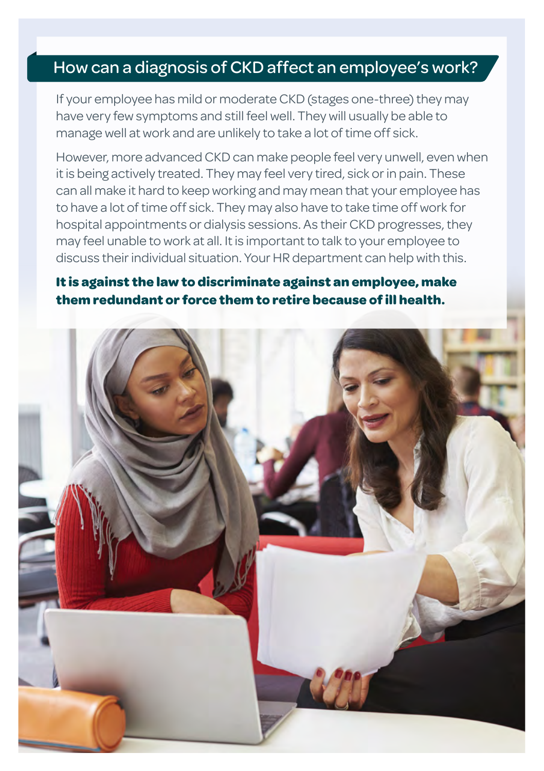## How can a diagnosis of CKD affect an employee's work?

If your employee has mild or moderate CKD (stages one-three) they may have very few symptoms and still feel well. They will usually be able to manage well at work and are unlikely to take a lot of time off sick.

However, more advanced CKD can make people feel very unwell, even when it is being actively treated. They may feel very tired, sick or in pain. These can all make it hard to keep working and may mean that your employee has to have a lot of time off sick. They may also have to take time off work for hospital appointments or dialysis sessions. As their CKD progresses, they may feel unable to work at all. It is important to talk to your employee to discuss their individual situation. Your HR department can help with this.

**It is against the law to discriminate against an employee, make them redundant or force them to retire because of ill health.**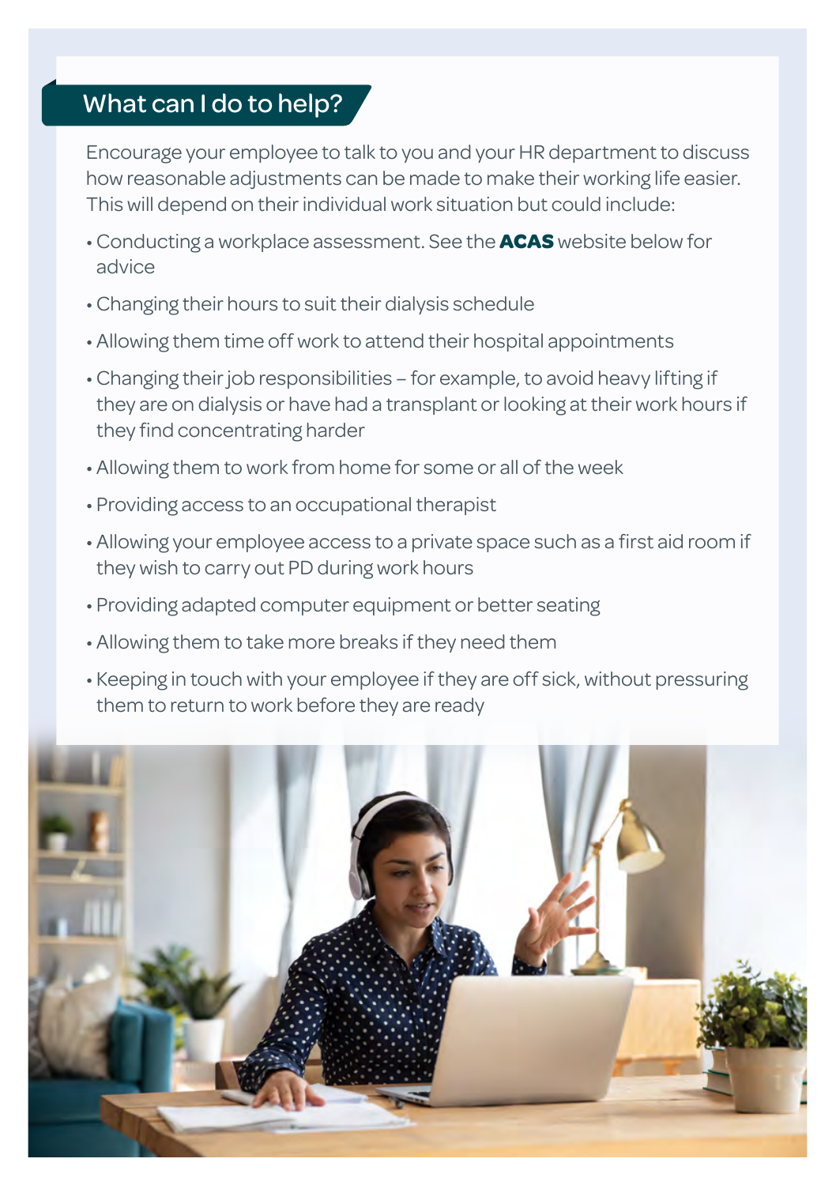## What can I do to help?

Encourage your employee to talk to you and your HR department to discuss how reasonable adjustments can be made to make their working life easier. This will depend on their individual work situation but could include:

- Conducting a workplace assessment. See the **ACAS** website below for advice
- Changing their hours to suit their dialysis schedule
- Allowing them time off work to attend their hospital appointments
- Changing their job responsibilities – for example, to avoid heavy lifting if they are on dialysis or have had a transplant or looking at their work hours if they find concentrating harder
- Allowing them to work from home for some or all of the week
- Providing access to an occupational therapist
- Allowing your employee access to a private space such as a first aid room if they wish to carry out PD during work hours
- Providing adapted computer equipment or better seating
- Allowing them to take more breaks if they need them
- Keeping in touch with your employee if they are off sick, without pressuring them to return to work before they are ready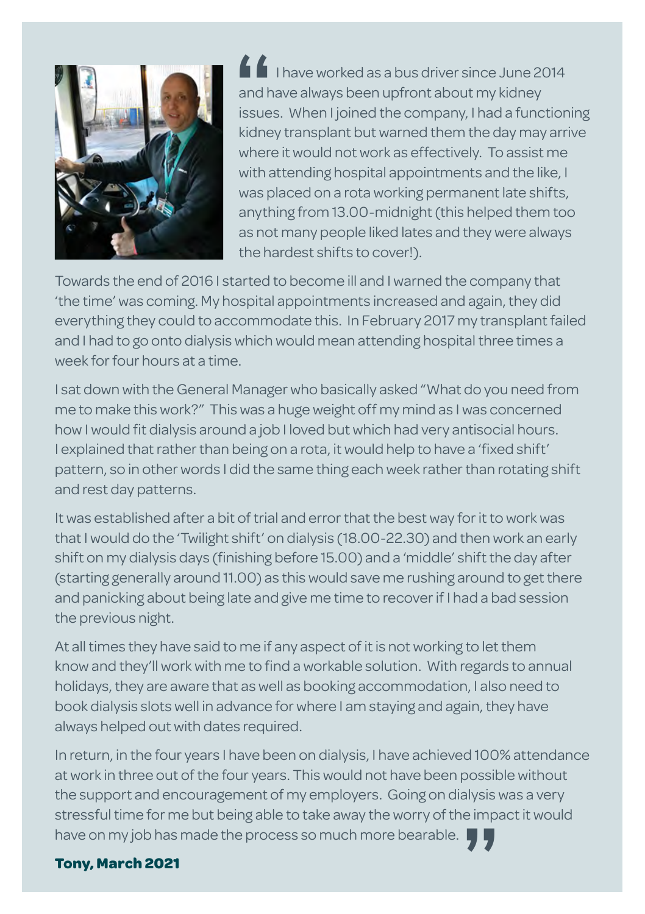“I have worked as a bus driver since June 2014 and have always been upfront about my kidney issues. When I joined the company, I had a functioning kidney transplant but warned them the day may arrive where it would not work as effectively. To assist me with attending hospital appointments and the like, I was placed on a rota working permanent late shifts, anything from 13.00-midnight (this helped them too as not many people liked lates and they were always the hardest shifts to cover!).

Towards the end of 2016 I started to become ill and I warned the company that ‘the time’ was coming. My hospital appointments increased and again, they did everything they could to accommodate this. In February 2017 my transplant failed and I had to go onto dialysis which would mean attending hospital three times a week for four hours at a time.

I sat down with the General Manager who basically asked “What do you need from me to make this work?” This was a huge weight off my mind as I was concerned how I would fit dialysis around a job I loved but which had very antisocial hours. I explained that rather than being on a rota, it would help to have a ‘fixed shift’ pattern, so in other words I did the same thing each week rather than rotating shift and rest day patterns.

It was established after a bit of trial and error that the best way for it to work was that I would do the ‘Twilight shift’ on dialysis (18.00-22.30) and then work an early shift on my dialysis days (finishing before 15.00) and a ‘middle’ shift the day after (starting generally around 11.00) as this would save me rushing around to get there and panicking about being late and give me time to recover if I had a bad session the previous night.

At all times they have said to me if any aspect of it is not working to let them know and they’ll work with me to find a workable solution. With regards to annual holidays, they are aware that as well as booking accommodation, I also need to book dialysis slots well in advance for where I am staying and again, they have always helped out with dates required.

In return, in the four years I have been on dialysis, I have achieved 100% attendance at work in three out of the four years. This would not have been possible without the support and encouragement of my employers. Going on dialysis was a very stressful time for me but being able to take away the worry of the impact it would have on my job has made the process so much more bearable.”

**Tony, March 2021**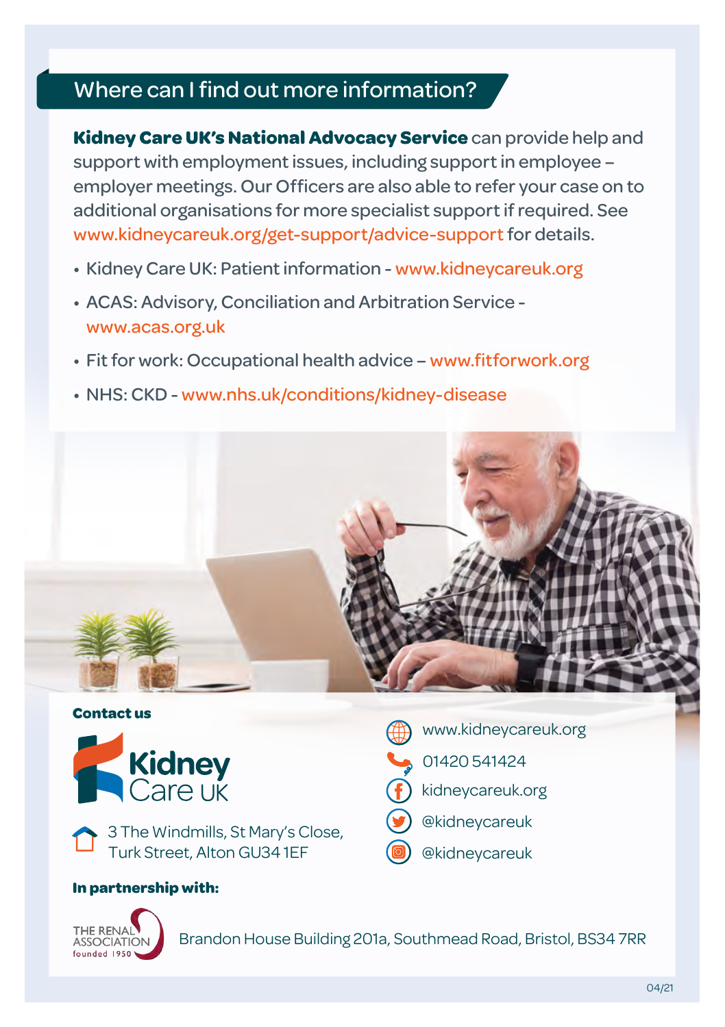## Where can I find out more information?

**Kidney Care UK's National Advocacy Service** can provide help and support with employment issues, including support in employee – employer meetings. Our Officers are also able to refer your case on to additional organisations for more specialist support if required. See www.kidneycareuk.org/get-support/advice-support for details.

- Kidney Care UK: Patient information - www.kidneycareuk.org
- ACAS: Advisory, Conciliation and Arbitration Service - www.acas.org.uk
- Fit for work: Occupational health advice – www.fitforwork.org
- NHS: CKD - www.nhs.uk/conditions/kidney-disease

**Contact us**

Kidney Care UK

3 The Windmills, St Mary's Close, Turk Street, Alton GU34 1EF

www.kidneycareuk.org

01420 541424

kidneycareuk.org

@kidneycareuk

@kidneycareuk

**In partnership with:**

The Renal Association founded 1950

Brandon House Building 201a, Southmead Road, Bristol, BS34 7RR

04/21